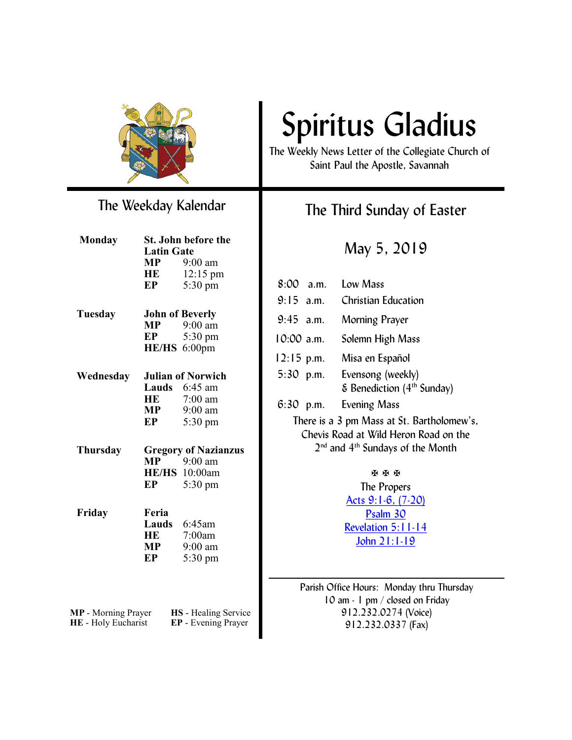# Spiritus Gladius

The Weekly News Letter of the Collegiate Church of Saint Paul the Apostle, Savannah

## The Weekday Kalendar

**Monday** — **St. John before the Latin Gate**

| | |
|---|---|
| **MP** | 9:00 am |
| **HE** | 12:15 pm |
| **EP** | 5:30 pm |

**Tuesday** — **John of Beverly**

| | |
|---|---|
| **MP** | 9:00 am |
| **EP** | 5:30 pm |
| **HE/HS** | 6:00pm |

**Wednesday** — **Julian of Norwich**

| | |
|---|---|
| **Lauds** | 6:45 am |
| **HE** | 7:00 am |
| **MP** | 9:00 am |
| **EP** | 5:30 pm |

**Thursday** — **Gregory of Nazianzus**

| | |
|---|---|
| **MP** | 9:00 am |
| **HE/HS** | 10:00am |
| **EP** | 5:30 pm |

**Friday** — **Feria**

| | |
|---|---|
| **Lauds** | 6:45am |
| **HE** | 7:00am |
| **MP** | 9:00 am |
| **EP** | 5:30 pm |

**MP** - Morning Prayer
**HE** - Holy Eucharist
**HS** - Healing Service
**EP** - Evening Prayer

## The Third Sunday of Easter

### May 5, 2019

| | |
|---|---|
| 8:00 a.m. | Low Mass |
| 9:15 a.m. | Christian Education |
| 9:45 a.m. | Morning Prayer |
| 10:00 a.m. | Solemn High Mass |
| 12:15 p.m. | Misa en Español |
| 5:30 p.m. | Evensong (weekly) & Benediction (4th Sunday) |
| 6:30 p.m. | Evening Mass |

There is a 3 pm Mass at St. Bartholomew's, Chevis Road at Wild Heron Road on the 2nd and 4th Sundays of the Month

✠ ✠ ✠

The Propers

Acts 9:1-6, (7-20)
Psalm 30
Revelation 5:11-14
John 21:1-19

---

Parish Office Hours: Monday thru Thursday
10 am - 1 pm / closed on Friday
912.232.0274 (Voice)
912.232.0337 (Fax)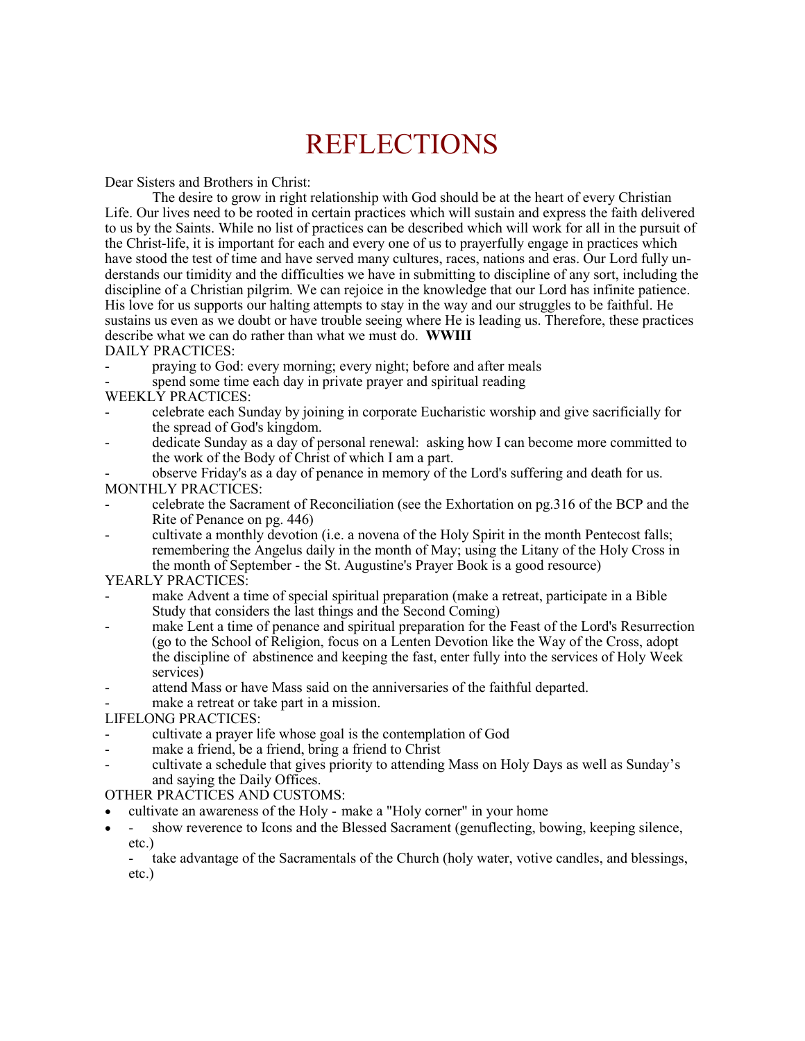# REFLECTIONS

Dear Sisters and Brothers in Christ:

The desire to grow in right relationship with God should be at the heart of every Christian Life. Our lives need to be rooted in certain practices which will sustain and express the faith delivered to us by the Saints. While no list of practices can be described which will work for all in the pursuit of the Christ-life, it is important for each and every one of us to prayerfully engage in practices which have stood the test of time and have served many cultures, races, nations and eras. Our Lord fully understands our timidity and the difficulties we have in submitting to discipline of any sort, including the discipline of a Christian pilgrim. We can rejoice in the knowledge that our Lord has infinite patience. His love for us supports our halting attempts to stay in the way and our struggles to be faithful. He sustains us even as we doubt or have trouble seeing where He is leading us. Therefore, these practices describe what we can do rather than what we must do. **WWIII**

DAILY PRACTICES:

- praying to God: every morning; every night; before and after meals
- spend some time each day in private prayer and spiritual reading

WEEKLY PRACTICES:

- celebrate each Sunday by joining in corporate Eucharistic worship and give sacrificially for the spread of God's kingdom.
- dedicate Sunday as a day of personal renewal: asking how I can become more committed to the work of the Body of Christ of which I am a part.
- observe Friday's as a day of penance in memory of the Lord's suffering and death for us.

MONTHLY PRACTICES:

- celebrate the Sacrament of Reconciliation (see the Exhortation on pg.316 of the BCP and the Rite of Penance on pg. 446)
- cultivate a monthly devotion (i.e. a novena of the Holy Spirit in the month Pentecost falls; remembering the Angelus daily in the month of May; using the Litany of the Holy Cross in the month of September - the St. Augustine's Prayer Book is a good resource)

YEARLY PRACTICES:

- make Advent a time of special spiritual preparation (make a retreat, participate in a Bible Study that considers the last things and the Second Coming)
- make Lent a time of penance and spiritual preparation for the Feast of the Lord's Resurrection (go to the School of Religion, focus on a Lenten Devotion like the Way of the Cross, adopt the discipline of abstinence and keeping the fast, enter fully into the services of Holy Week services)
- attend Mass or have Mass said on the anniversaries of the faithful departed.
- make a retreat or take part in a mission.

LIFELONG PRACTICES:

- cultivate a prayer life whose goal is the contemplation of God
- make a friend, be a friend, bring a friend to Christ
- cultivate a schedule that gives priority to attending Mass on Holy Days as well as Sunday's and saying the Daily Offices.

OTHER PRACTICES AND CUSTOMS:

- cultivate an awareness of the Holy - make a "Holy corner" in your home
- show reverence to Icons and the Blessed Sacrament (genuflecting, bowing, keeping silence, etc.)
- take advantage of the Sacramentals of the Church (holy water, votive candles, and blessings, etc.)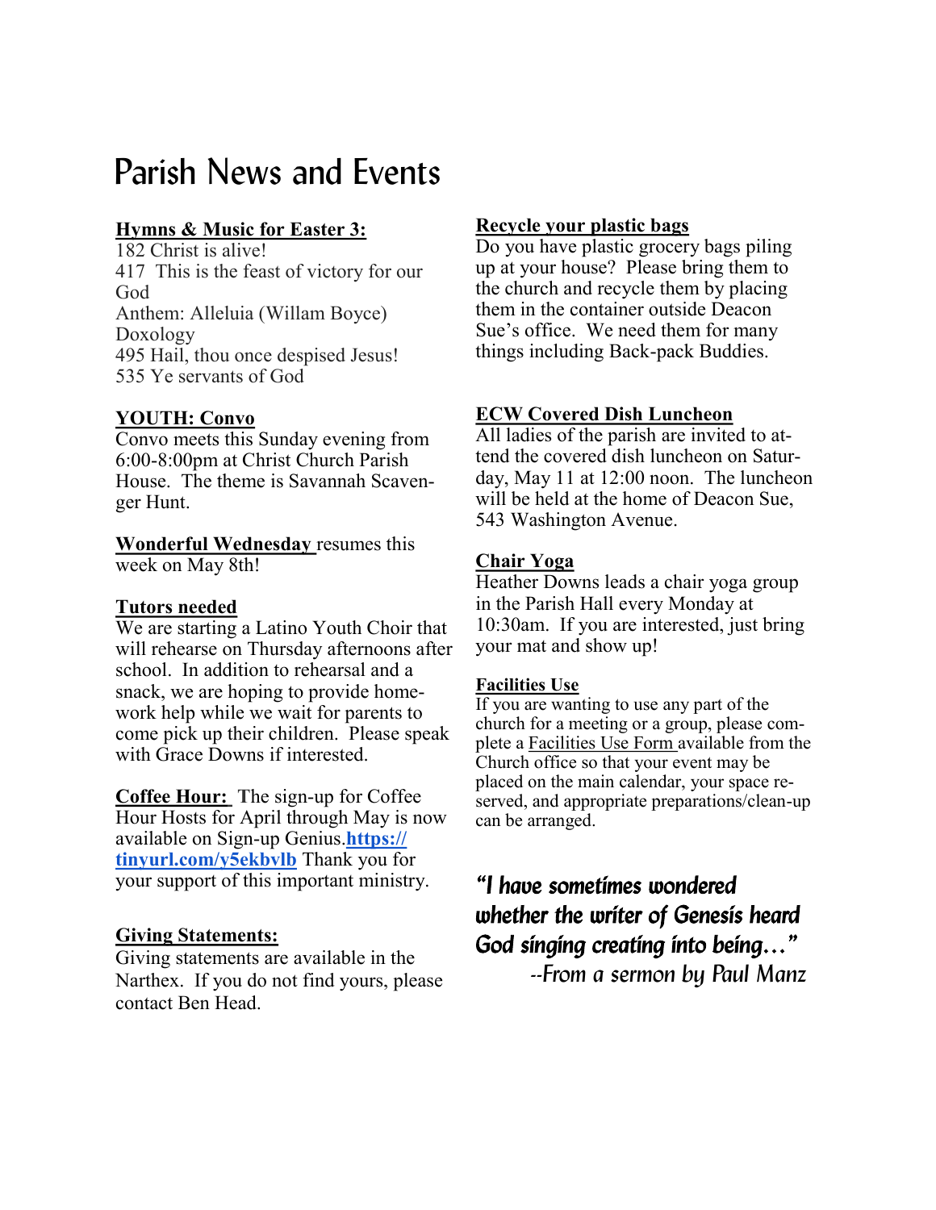# Parish News and Events

**Hymns & Music for Easter 3:**

182 Christ is alive!
417 This is the feast of victory for our God
Anthem: Alleluia (Willam Boyce)
Doxology
495 Hail, thou once despised Jesus!
535 Ye servants of God

**YOUTH: Convo**

Convo meets this Sunday evening from 6:00-8:00pm at Christ Church Parish House. The theme is Savannah Scavenger Hunt.

**Wonderful Wednesday** resumes this week on May 8th!

**Tutors needed**

We are starting a Latino Youth Choir that will rehearse on Thursday afternoons after school. In addition to rehearsal and a snack, we are hoping to provide homework help while we wait for parents to come pick up their children. Please speak with Grace Downs if interested.

**Coffee Hour:** The sign-up for Coffee Hour Hosts for April through May is now available on Sign-up Genius.**https://tinyurl.com/y5ekbvlb** Thank you for your support of this important ministry.

**Giving Statements:**

Giving statements are available in the Narthex. If you do not find yours, please contact Ben Head.

**Recycle your plastic bags**

Do you have plastic grocery bags piling up at your house? Please bring them to the church and recycle them by placing them in the container outside Deacon Sue's office. We need them for many things including Back-pack Buddies.

**ECW Covered Dish Luncheon**

All ladies of the parish are invited to attend the covered dish luncheon on Saturday, May 11 at 12:00 noon. The luncheon will be held at the home of Deacon Sue, 543 Washington Avenue.

**Chair Yoga**

Heather Downs leads a chair yoga group in the Parish Hall every Monday at 10:30am. If you are interested, just bring your mat and show up!

**Facilities Use**

If you are wanting to use any part of the church for a meeting or a group, please complete a Facilities Use Form available from the Church office so that your event may be placed on the main calendar, your space reserved, and appropriate preparations/clean-up can be arranged.

*"I have sometimes wondered whether the writer of Genesis heard God singing creating into being…"*
*--From a sermon by Paul Manz*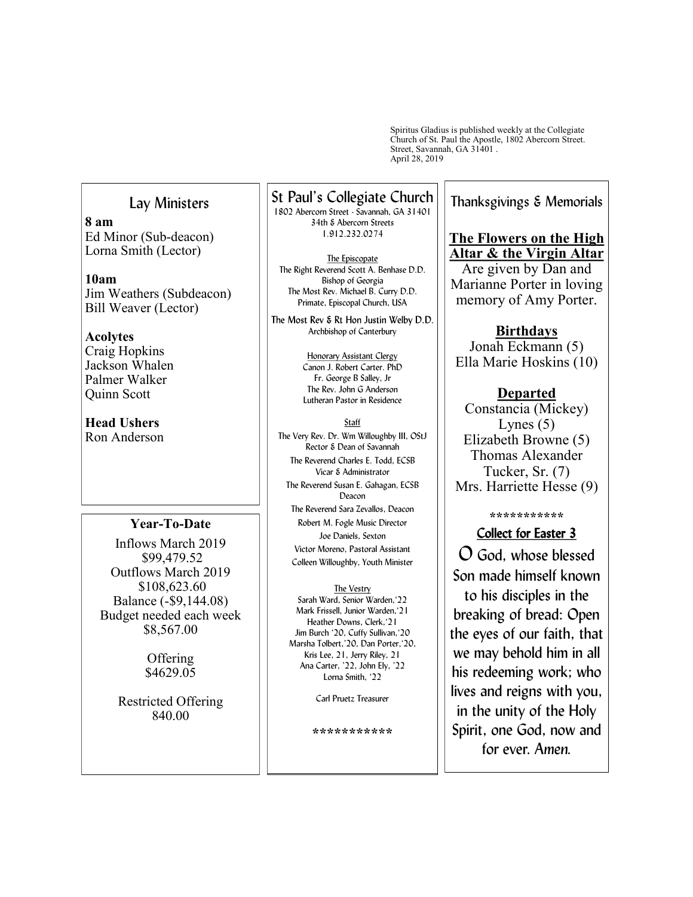Spiritus Gladius is published weekly at the Collegiate Church of St. Paul the Apostle, 1802 Abercorn Street. Street, Savannah, GA 31401 .
April 28, 2019

## Lay Ministers

**8 am**
Ed Minor (Sub-deacon)
Lorna Smith (Lector)

**10am**
Jim Weathers (Subdeacon)
Bill Weaver (Lector)

**Acolytes**
Craig Hopkins
Jackson Whalen
Palmer Walker
Quinn Scott

**Head Ushers**
Ron Anderson

### Year-To-Date

Inflows March 2019
$99,479.52
Outflows March 2019
$108,623.60
Balance (-$9,144.08)
Budget needed each week
$8,567.00

Offering
$4629.05

Restricted Offering
840.00

## St Paul's Collegiate Church

1802 Abercorn Street - Savannah, GA 31401
34th & Abercorn Streets
1.912.232.0274

The Episcopate
The Right Reverend Scott A. Benhase D.D.
Bishop of Georgia
The Most Rev. Michael B. Curry D.D.
Primate, Episcopal Church, USA
The Most Rev & Rt Hon Justin Welby D.D.
Archbishop of Canterbury

Honorary Assistant Clergy
Canon J. Robert Carter. PhD
Fr. George B Salley, Jr
The Rev. John G Anderson
Lutheran Pastor in Residence

Staff
The Very Rev. Dr. Wm Willoughby III, OStJ
Rector & Dean of Savannah
The Reverend Charles E. Todd, ECSB
Vicar & Administrator
The Reverend Susan E. Gahagan, ECSB
Deacon
The Reverend Sara Zevallos, Deacon
Robert M. Fogle Music Director
Joe Daniels, Sexton
Victor Moreno, Pastoral Assistant
Colleen Willoughby, Youth Minister

The Vestry
Sarah Ward, Senior Warden,'22
Mark Frissell, Junior Warden,'21
Heather Downs, Clerk,'21
Jim Burch '20, Cuffy Sullivan,'20
Marsha Tolbert,'20, Dan Porter,'20,
Kris Lee, 21, Jerry Riley, 21
Ana Carter, '22, John Ely, '22
Lorna Smith, '22

Carl Pruetz Treasurer

***********

## Thanksgivings & Memorials

**The Flowers on the High Altar & the Virgin Altar**
Are given by Dan and Marianne Porter in loving memory of Amy Porter.

**Birthdays**
Jonah Eckmann (5)
Ella Marie Hoskins (10)

**Departed**
Constancia (Mickey) Lynes (5)
Elizabeth Browne (5)
Thomas Alexander Tucker, Sr. (7)
Mrs. Harriette Hesse (9)

***********

**Collect for Easter 3**

O God, whose blessed Son made himself known to his disciples in the breaking of bread: Open the eyes of our faith, that we may behold him in all his redeeming work; who lives and reigns with you, in the unity of the Holy Spirit, one God, now and for ever. *Amen.*